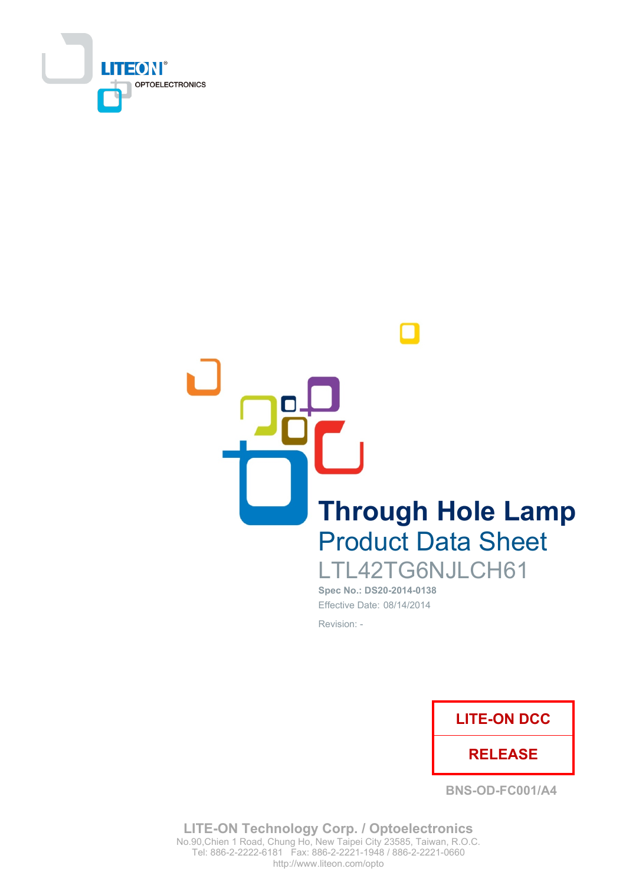LITEON® OPTOELECTRONICS

# Through Hole Lamp

## Product Data Sheet

LTL42TG6NJLCH61

**Spec No.: DS20-2014-0138**

Effective Date: 08/14/2014

Revision: -

**LITE-ON DCC**

**RELEASE**

**BNS-OD-FC001/A4**

**LITE-ON Technology Corp. / Optoelectronics**

No.90,Chien 1 Road, Chung Ho, New Taipei City 23585, Taiwan, R.O.C.

Tel: 886-2-2222-6181 Fax: 886-2-2221-1948 / 886-2-2221-0660

http://www.liteon.com/opto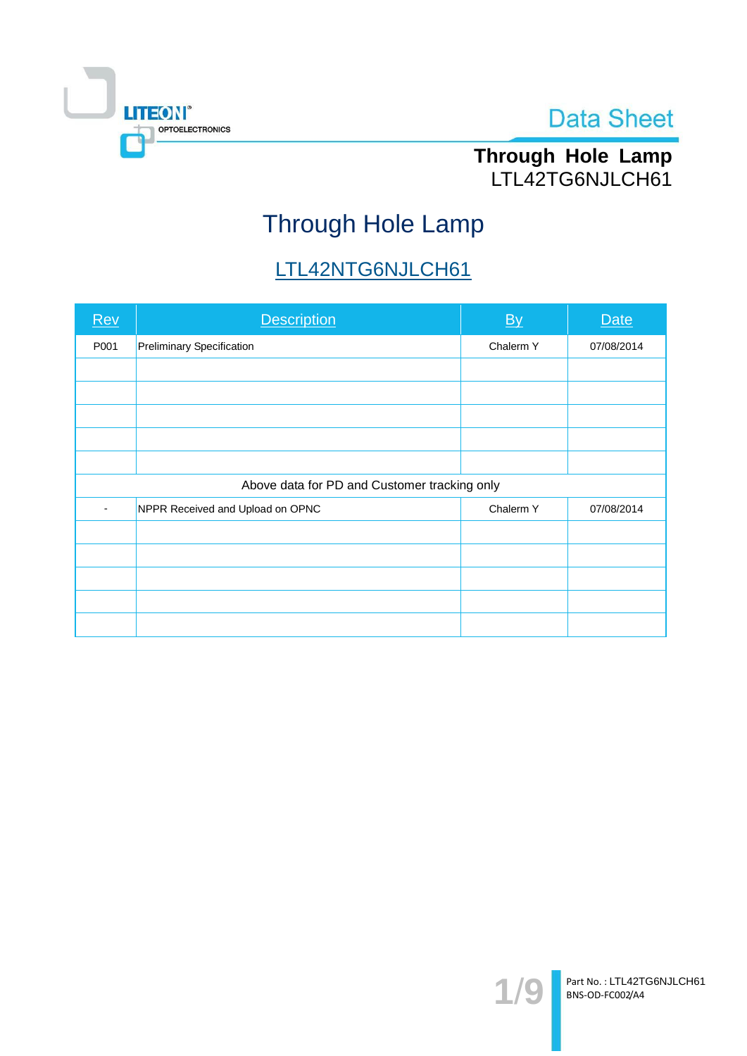# Through Hole Lamp

## LTL42NTG6NJLCH61

| Rev | Description | By | Date |
|---|---|---|---|
| P001 | Preliminary Specification | Chalerm Y | 07/08/2014 |
| | | | |
| | | | |
| | | | |
| | | | |
| | | | |
| Above data for PD and Customer tracking only | | | |
| - | NPPR Received and Upload on OPNC | Chalerm Y | 07/08/2014 |
| | | | |
| | | | |
| | | | |
| | | | |
| | | | |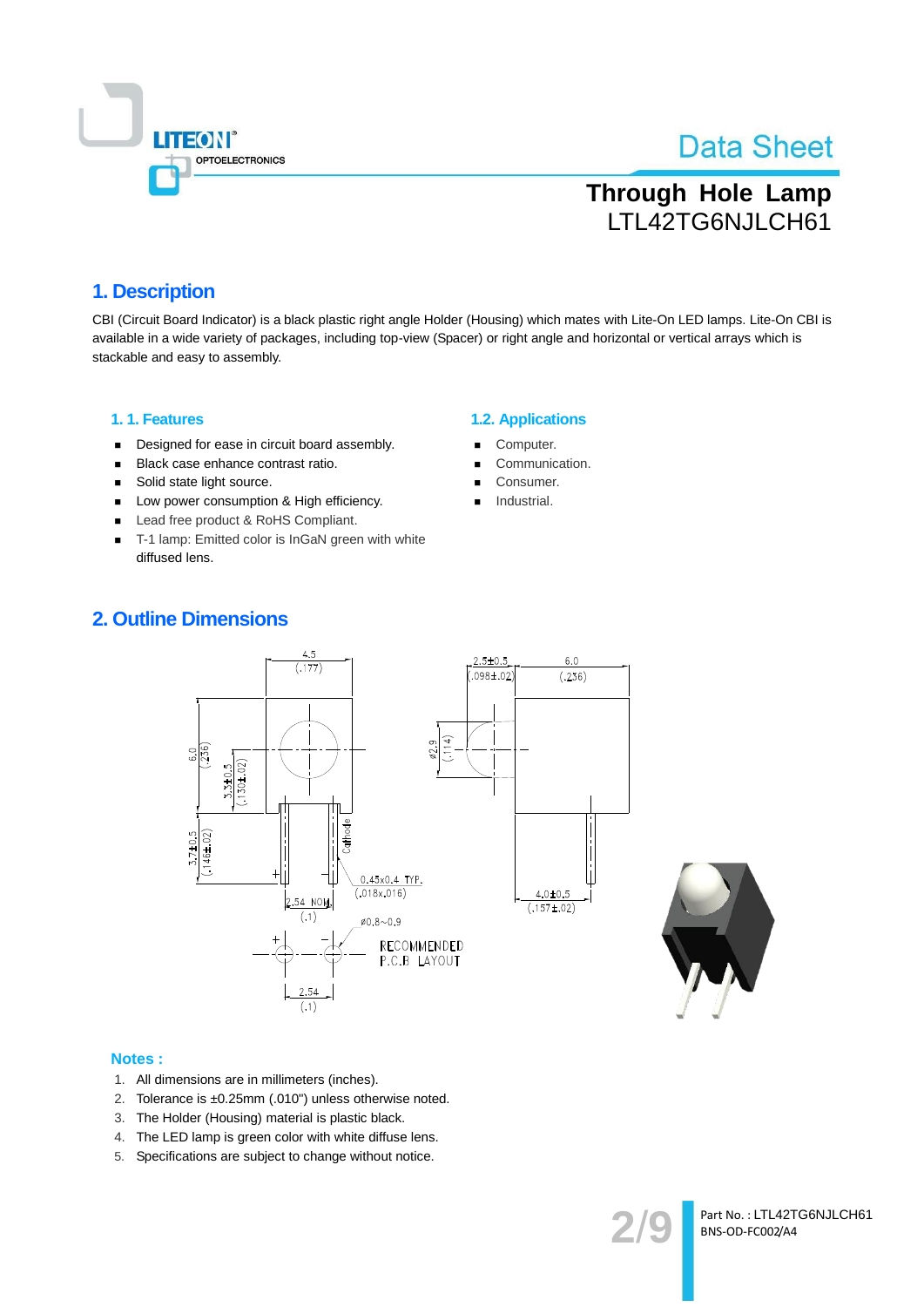## 1. Description

CBI (Circuit Board Indicator) is a black plastic right angle Holder (Housing) which mates with Lite-On LED lamps. Lite-On CBI is available in a wide variety of packages, including top-view (Spacer) or right angle and horizontal or vertical arrays which is stackable and easy to assembly.

### 1. 1. Features

- Designed for ease in circuit board assembly.
- Black case enhance contrast ratio.
- Solid state light source.
- Low power consumption & High efficiency.
- Lead free product & RoHS Compliant.
- T-1 lamp: Emitted color is InGaN green with white diffused lens.

### 1.2. Applications

- Computer.
- Communication.
- Consumer.
- Industrial.

## 2. Outline Dimensions

### Notes :

1. All dimensions are in millimeters (inches).
2. Tolerance is ±0.25mm (.010") unless otherwise noted.
3. The Holder (Housing) material is plastic black.
4. The LED lamp is green color with white diffuse lens.
5. Specifications are subject to change without notice.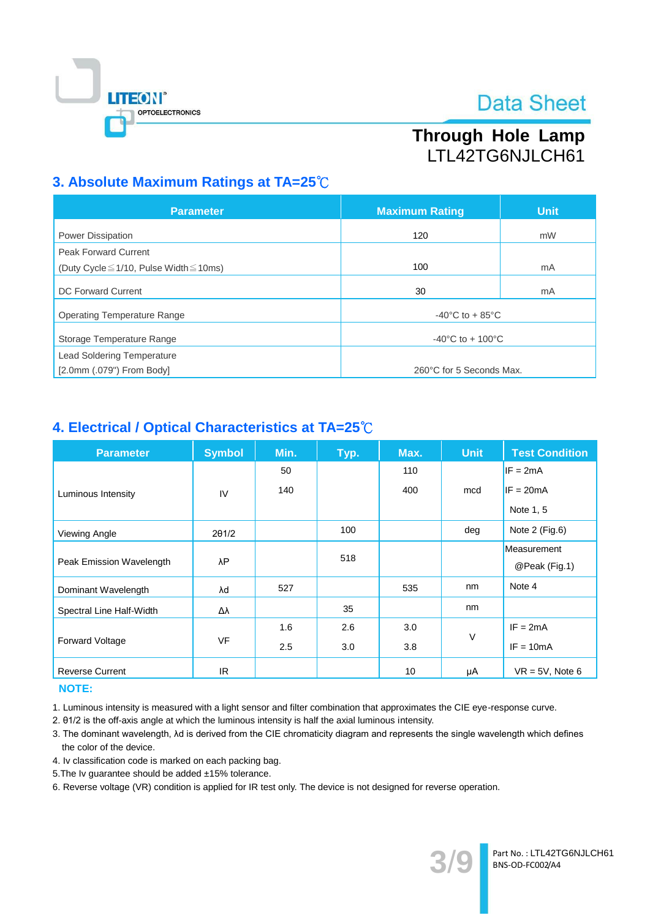## 3. Absolute Maximum Ratings at TA=25℃

| Parameter | Maximum Rating | Unit |
|---|---|---|
| Power Dissipation | 120 | mW |
| Peak Forward Current<br>(Duty Cycle≦1/10, Pulse Width≦10ms) | 100 | mA |
| DC Forward Current | 30 | mA |
| Operating Temperature Range | -40°C to + 85°C | |
| Storage Temperature Range | -40°C to + 100°C | |
| Lead Soldering Temperature<br>[2.0mm (.079") From Body] | 260°C for 5 Seconds Max. | |

## 4. Electrical / Optical Characteristics at TA=25℃

| Parameter | Symbol | Min. | Typ. | Max. | Unit | Test Condition |
|---|---|---|---|---|---|---|
| Luminous Intensity | IV | 50<br>140 | | 110<br>400 | mcd | IF = 2mA<br>IF = 20mA<br>Note 1, 5 |
| Viewing Angle | 2θ1/2 | | 100 | | deg | Note 2 (Fig.6) |
| Peak Emission Wavelength | λP | | 518 | | | Measurement @Peak (Fig.1) |
| Dominant Wavelength | λd | 527 | | 535 | nm | Note 4 |
| Spectral Line Half-Width | Δλ | | 35 | | nm | |
| Forward Voltage | VF | 1.6<br>2.5 | 2.6<br>3.0 | 3.0<br>3.8 | V | IF = 2mA<br>IF = 10mA |
| Reverse Current | IR | | | 10 | μA | VR = 5V, Note 6 |

**NOTE:**

1. Luminous intensity is measured with a light sensor and filter combination that approximates the CIE eye-response curve.
2. θ1/2 is the off-axis angle at which the luminous intensity is half the axial luminous intensity.
3. The dominant wavelength, λd is derived from the CIE chromaticity diagram and represents the single wavelength which defines the color of the device.
4. Iv classification code is marked on each packing bag.
5. The Iv guarantee should be added ±15% tolerance.
6. Reverse voltage (VR) condition is applied for IR test only. The device is not designed for reverse operation.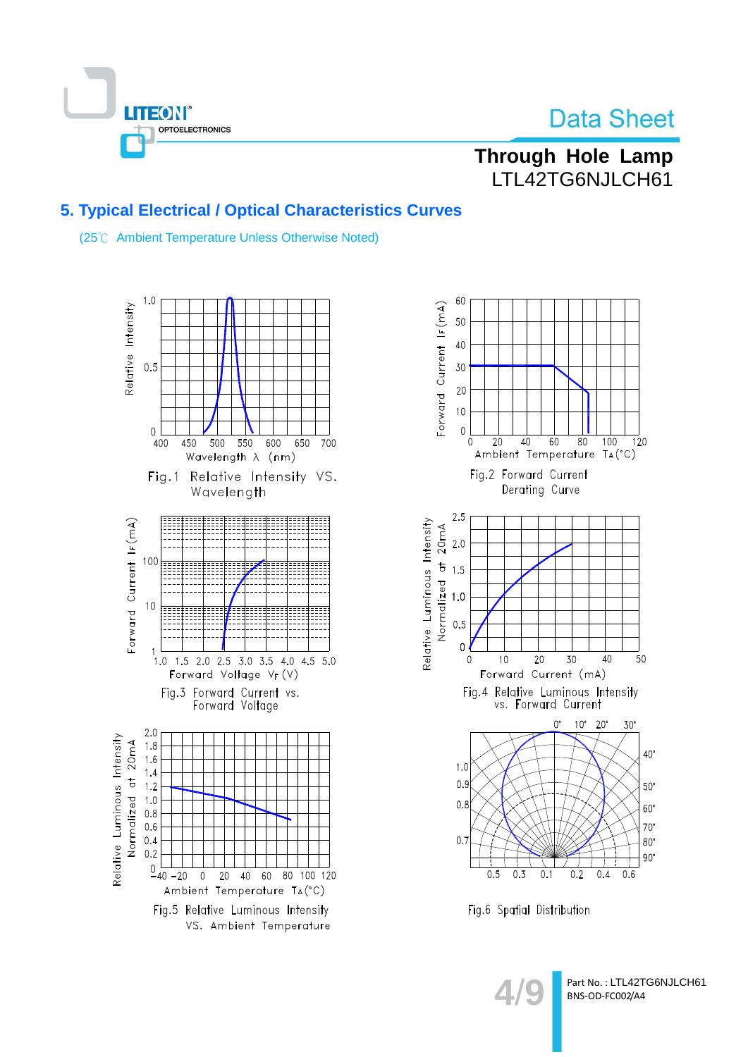## 5. Typical Electrical / Optical Characteristics Curves

(25℃ Ambient Temperature Unless Otherwise Noted)

Fig.1 Relative Intensity VS. Wavelength

Fig.2 Forward Current Derating Curve

Fig.3 Forward Current vs. Forward Voltage

Fig.4 Relative Luminous Intensity vs. Forward Current

Fig.5 Relative Luminous Intensity VS. Ambient Temperature

Fig.6 Spatial Distribution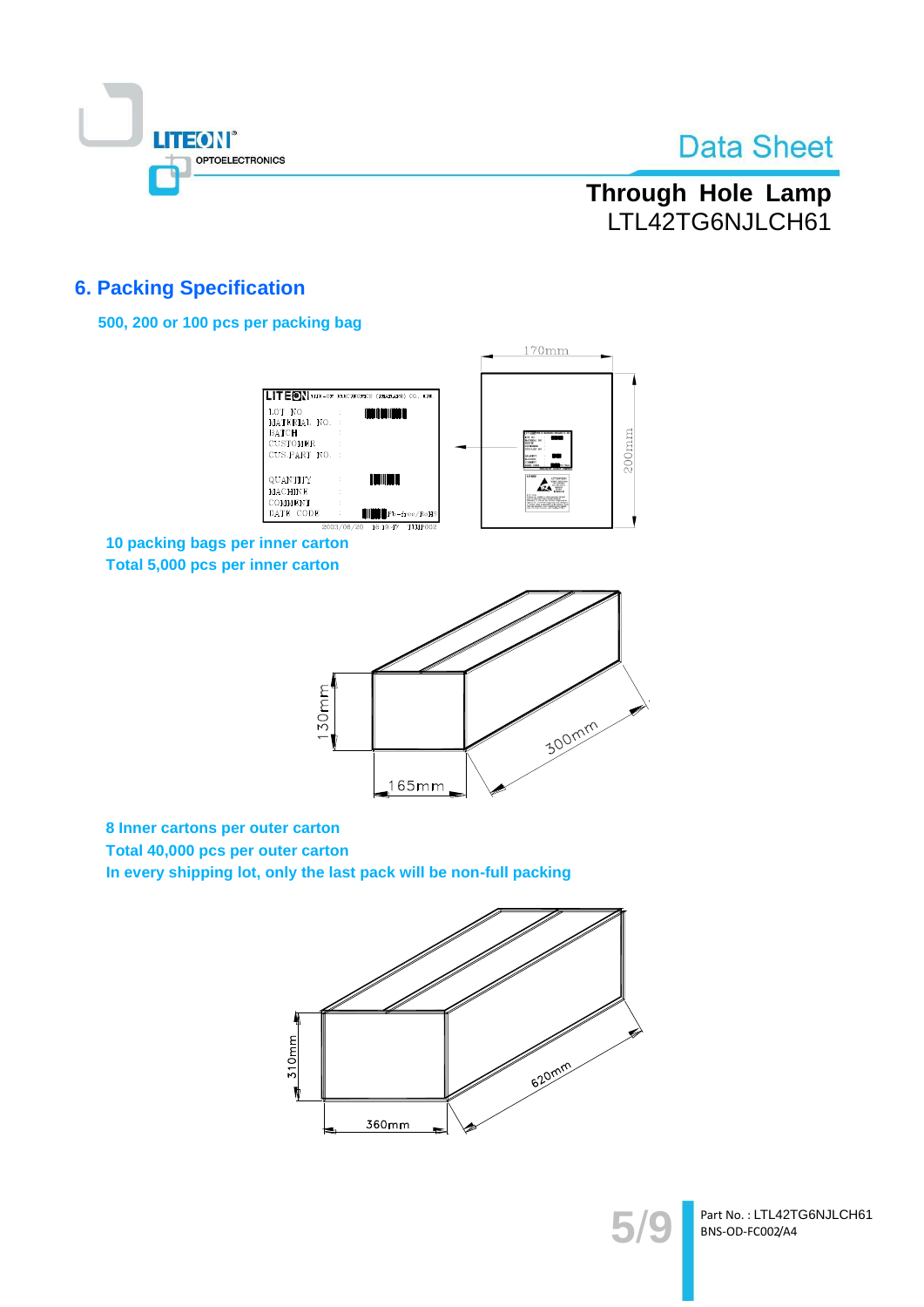## 6. Packing Specification

**500, 200 or 100 pcs per packing bag**

**10 packing bags per inner carton**
**Total 5,000 pcs per inner carton**

**8 Inner cartons per outer carton**
**Total 40,000 pcs per outer carton**
**In every shipping lot, only the last pack will be non-full packing**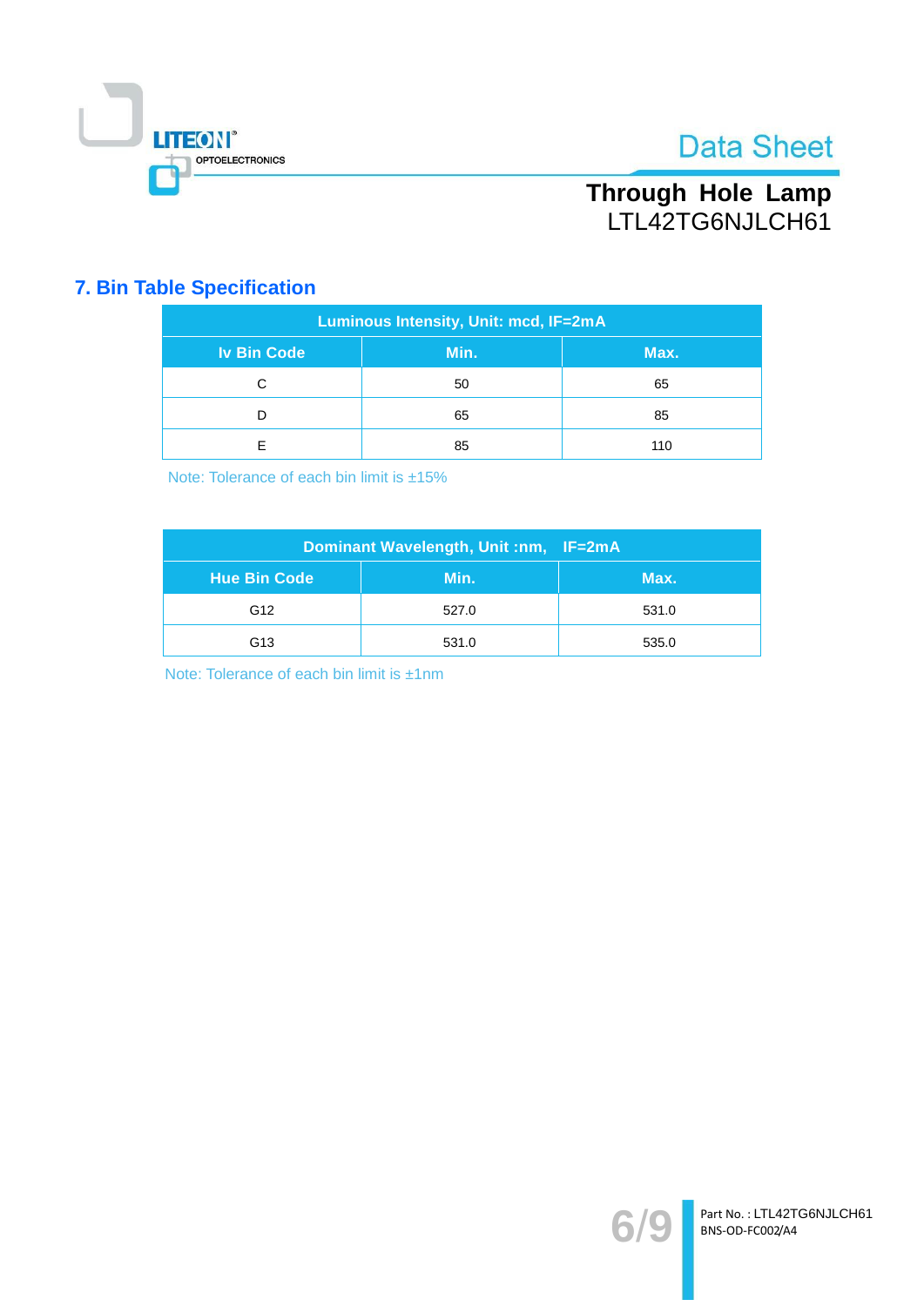## 7. Bin Table Specification

| Luminous Intensity, Unit: mcd, IF=2mA | | |
|---|---|---|
| Iv Bin Code | Min. | Max. |
| C | 50 | 65 |
| D | 65 | 85 |
| E | 85 | 110 |

Note: Tolerance of each bin limit is ±15%

| Dominant Wavelength, Unit :nm, IF=2mA | | |
|---|---|---|
| Hue Bin Code | Min. | Max. |
| G12 | 527.0 | 531.0 |
| G13 | 531.0 | 535.0 |

Note: Tolerance of each bin limit is ±1nm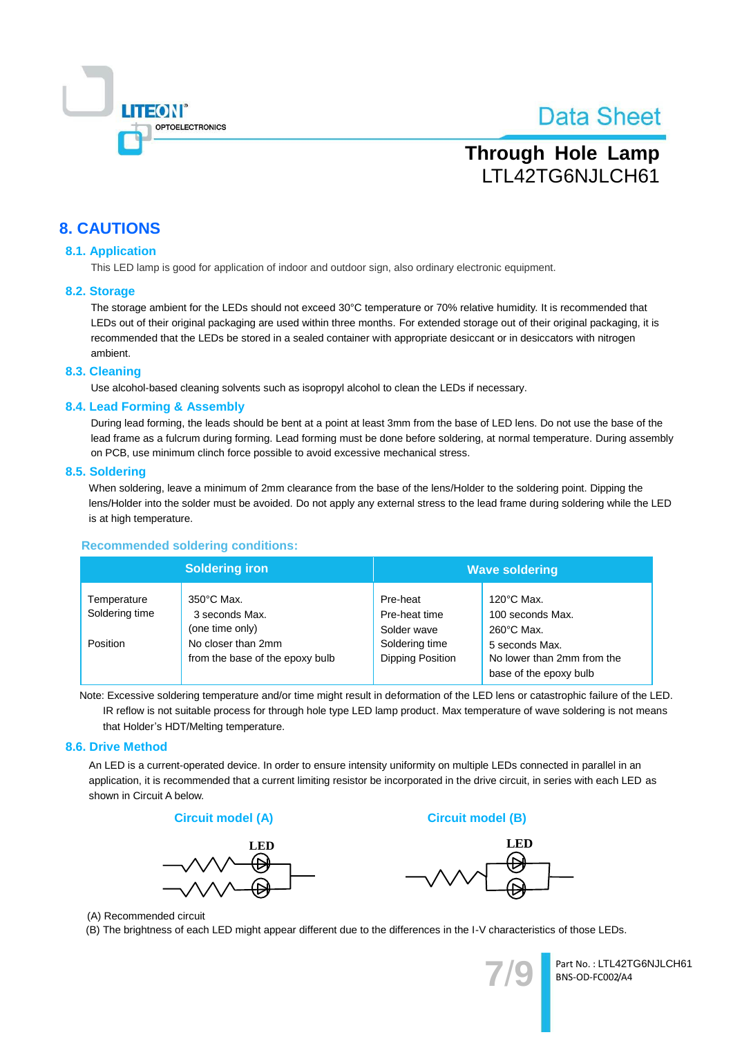## 8. CAUTIONS

### 8.1. Application

This LED lamp is good for application of indoor and outdoor sign, also ordinary electronic equipment.

### 8.2. Storage

The storage ambient for the LEDs should not exceed 30°C temperature or 70% relative humidity. It is recommended that LEDs out of their original packaging are used within three months. For extended storage out of their original packaging, it is recommended that the LEDs be stored in a sealed container with appropriate desiccant or in desiccators with nitrogen ambient.

### 8.3. Cleaning

Use alcohol-based cleaning solvents such as isopropyl alcohol to clean the LEDs if necessary.

### 8.4. Lead Forming & Assembly

During lead forming, the leads should be bent at a point at least 3mm from the base of LED lens. Do not use the base of the lead frame as a fulcrum during forming. Lead forming must be done before soldering, at normal temperature. During assembly on PCB, use minimum clinch force possible to avoid excessive mechanical stress.

### 8.5. Soldering

When soldering, leave a minimum of 2mm clearance from the base of the lens/Holder to the soldering point. Dipping the lens/Holder into the solder must be avoided. Do not apply any external stress to the lead frame during soldering while the LED is at high temperature.

**Recommended soldering conditions:**

| Soldering iron | | Wave soldering | |
|---|---|---|---|
| Temperature | 350°C Max. | Pre-heat | 120°C Max. |
| Soldering time | 3 seconds Max. (one time only) | Pre-heat time | 100 seconds Max. |
| | | Solder wave | 260°C Max. |
| Position | No closer than 2mm from the base of the epoxy bulb | Soldering time | 5 seconds Max. |
| | | Dipping Position | No lower than 2mm from the base of the epoxy bulb |

Note: Excessive soldering temperature and/or time might result in deformation of the LED lens or catastrophic failure of the LED. IR reflow is not suitable process for through hole type LED lamp product. Max temperature of wave soldering is not means that Holder's HDT/Melting temperature.

### 8.6. Drive Method

An LED is a current-operated device. In order to ensure intensity uniformity on multiple LEDs connected in parallel in an application, it is recommended that a current limiting resistor be incorporated in the drive circuit, in series with each LED as shown in Circuit A below.

**Circuit model (A)** **Circuit model (B)**

LED LED

(A) Recommended circuit

(B) The brightness of each LED might appear different due to the differences in the I-V characteristics of those LEDs.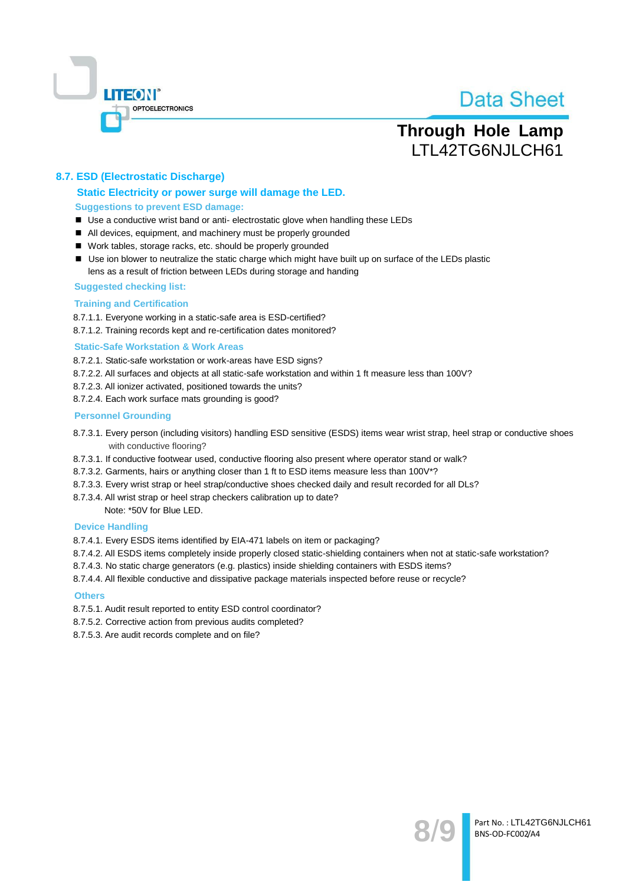## 8.7. ESD (Electrostatic Discharge)

### Static Electricity or power surge will damage the LED.

**Suggestions to prevent ESD damage:**

- Use a conductive wrist band or anti- electrostatic glove when handling these LEDs
- All devices, equipment, and machinery must be properly grounded
- Work tables, storage racks, etc. should be properly grounded
- Use ion blower to neutralize the static charge which might have built up on surface of the LEDs plastic lens as a result of friction between LEDs during storage and handing

**Suggested checking list:**

**Training and Certification**

8.7.1.1. Everyone working in a static-safe area is ESD-certified?
8.7.1.2. Training records kept and re-certification dates monitored?

**Static-Safe Workstation & Work Areas**

8.7.2.1. Static-safe workstation or work-areas have ESD signs?
8.7.2.2. All surfaces and objects at all static-safe workstation and within 1 ft measure less than 100V?
8.7.2.3. All ionizer activated, positioned towards the units?
8.7.2.4. Each work surface mats grounding is good?

**Personnel Grounding**

8.7.3.1. Every person (including visitors) handling ESD sensitive (ESDS) items wear wrist strap, heel strap or conductive shoes with conductive flooring?
8.7.3.1. If conductive footwear used, conductive flooring also present where operator stand or walk?
8.7.3.2. Garments, hairs or anything closer than 1 ft to ESD items measure less than 100V*?
8.7.3.3. Every wrist strap or heel strap/conductive shoes checked daily and result recorded for all DLs?
8.7.3.4. All wrist strap or heel strap checkers calibration up to date?
Note: *50V for Blue LED.

**Device Handling**

8.7.4.1. Every ESDS items identified by EIA-471 labels on item or packaging?
8.7.4.2. All ESDS items completely inside properly closed static-shielding containers when not at static-safe workstation?
8.7.4.3. No static charge generators (e.g. plastics) inside shielding containers with ESDS items?
8.7.4.4. All flexible conductive and dissipative package materials inspected before reuse or recycle?

**Others**

8.7.5.1. Audit result reported to entity ESD control coordinator?
8.7.5.2. Corrective action from previous audits completed?
8.7.5.3. Are audit records complete and on file?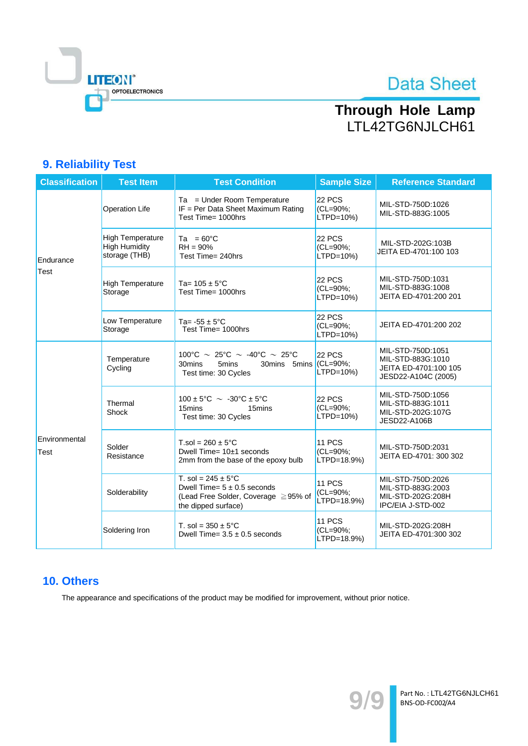## 9. Reliability Test

| Classification | Test Item | Test Condition | Sample Size | Reference Standard |
|---|---|---|---|---|
| Endurance Test | Operation Life | Ta = Under Room Temperature<br>IF = Per Data Sheet Maximum Rating<br>Test Time= 1000hrs | 22 PCS (CL=90%; LTPD=10%) | MIL-STD-750D:1026<br>MIL-STD-883G:1005 |
| | High Temperature High Humidity storage (THB) | Ta = 60°C<br>RH = 90%<br>Test Time= 240hrs | 22 PCS (CL=90%; LTPD=10%) | MIL-STD-202G:103B<br>JEITA ED-4701:100 103 |
| | High Temperature Storage | Ta= 105 ± 5°C<br>Test Time= 1000hrs | 22 PCS (CL=90%; LTPD=10%) | MIL-STD-750D:1031<br>MIL-STD-883G:1008<br>JEITA ED-4701:200 201 |
| | Low Temperature Storage | Ta= -55 ± 5°C<br>Test Time= 1000hrs | 22 PCS (CL=90%; LTPD=10%) | JEITA ED-4701:200 202 |
| Environmental Test | Temperature Cycling | 100°C ~ 25°C ~ -40°C ~ 25°C<br>30mins 5mins 30mins 5mins<br>Test time: 30 Cycles | 22 PCS (CL=90%; LTPD=10%) | MIL-STD-750D:1051<br>MIL-STD-883G:1010<br>JEITA ED-4701:100 105<br>JESD22-A104C (2005) |
| | Thermal Shock | 100 ± 5°C ~ -30°C ± 5°C<br>15mins 15mins<br>Test time: 30 Cycles | 22 PCS (CL=90%; LTPD=10%) | MIL-STD-750D:1056<br>MIL-STD-883G:1011<br>MIL-STD-202G:107G<br>JESD22-A106B |
| | Solder Resistance | T.sol = 260 ± 5°C<br>Dwell Time= 10±1 seconds<br>2mm from the base of the epoxy bulb | 11 PCS (CL=90%; LTPD=18.9%) | MIL-STD-750D:2031<br>JEITA ED-4701: 300 302 |
| | Solderability | T. sol = 245 ± 5°C<br>Dwell Time= 5 ± 0.5 seconds<br>(Lead Free Solder, Coverage ≧95% of the dipped surface) | 11 PCS (CL=90%; LTPD=18.9%) | MIL-STD-750D:2026<br>MIL-STD-883G:2003<br>MIL-STD-202G:208H<br>IPC/EIA J-STD-002 |
| | Soldering Iron | T. sol = 350 ± 5°C<br>Dwell Time= 3.5 ± 0.5 seconds | 11 PCS (CL=90%; LTPD=18.9%) | MIL-STD-202G:208H<br>JEITA ED-4701:300 302 |

## 10. Others

The appearance and specifications of the product may be modified for improvement, without prior notice.